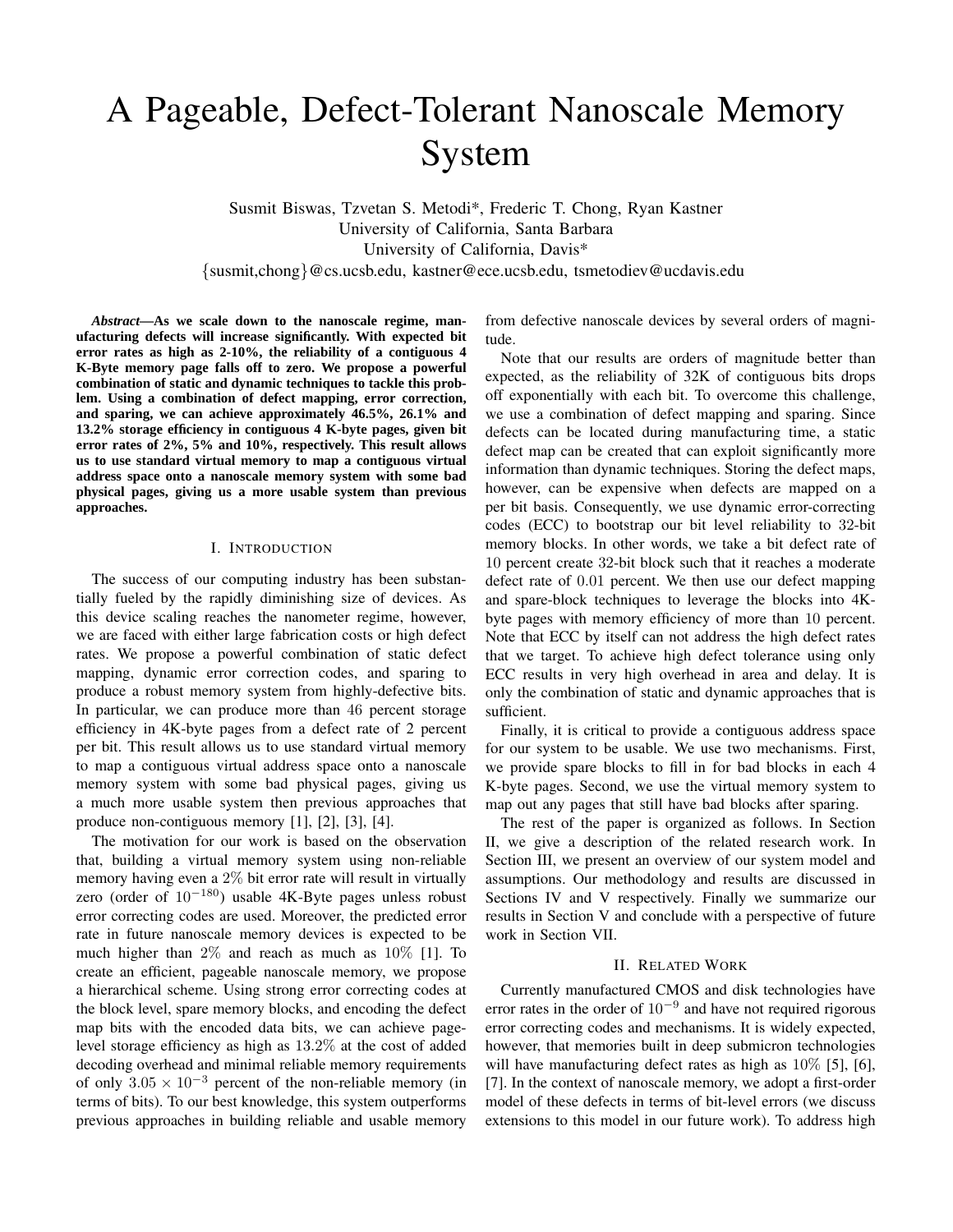# A Pageable, Defect-Tolerant Nanoscale Memory System

Susmit Biswas, Tzvetan S. Metodi*, Frederic T. Chong, Ryan Kastner
University of California, Santa Barbara
University of California, Davis*
{susmit,chong}@cs.ucsb.edu, kastner@ece.ucsb.edu, tsmetodiev@ucdavis.edu

***Abstract*—As we scale down to the nanoscale regime, manufacturing defects will increase significantly. With expected bit error rates as high as 2-10%, the reliability of a contiguous 4 K-Byte memory page falls off to zero. We propose a powerful combination of static and dynamic techniques to tackle this problem. Using a combination of defect mapping, error correction, and sparing, we can achieve approximately 46.5%, 26.1% and 13.2% storage efficiency in contiguous 4 K-byte pages, given bit error rates of 2%, 5% and 10%, respectively. This result allows us to use standard virtual memory to map a contiguous virtual address space onto a nanoscale memory system with some bad physical pages, giving us a more usable system than previous approaches.**

## I. Introduction

The success of our computing industry has been substantially fueled by the rapidly diminishing size of devices. As this device scaling reaches the nanometer regime, however, we are faced with either large fabrication costs or high defect rates. We propose a powerful combination of static defect mapping, dynamic error correction codes, and sparing to produce a robust memory system from highly-defective bits. In particular, we can produce more than 46 percent storage efficiency in 4K-byte pages from a defect rate of 2 percent per bit. This result allows us to use standard virtual memory to map a contiguous virtual address space onto a nanoscale memory system with some bad physical pages, giving us a much more usable system then previous approaches that produce non-contiguous memory [1], [2], [3], [4].

The motivation for our work is based on the observation that, building a virtual memory system using non-reliable memory having even a $2\%$ bit error rate will result in virtually zero (order of $10^{-180}$) usable 4K-Byte pages unless robust error correcting codes are used. Moreover, the predicted error rate in future nanoscale memory devices is expected to be much higher than $2\%$ and reach as much as $10\%$ [1]. To create an efficient, pageable nanoscale memory, we propose a hierarchical scheme. Using strong error correcting codes at the block level, spare memory blocks, and encoding the defect map bits with the encoded data bits, we can achieve page-level storage efficiency as high as $13.2\%$ at the cost of added decoding overhead and minimal reliable memory requirements of only $3.05 \times 10^{-3}$ percent of the non-reliable memory (in terms of bits). To our best knowledge, this system outperforms previous approaches in building reliable and usable memory from defective nanoscale devices by several orders of magnitude.

Note that our results are orders of magnitude better than expected, as the reliability of 32K of contiguous bits drops off exponentially with each bit. To overcome this challenge, we use a combination of defect mapping and sparing. Since defects can be located during manufacturing time, a static defect map can be created that can exploit significantly more information than dynamic techniques. Storing the defect maps, however, can be expensive when defects are mapped on a per bit basis. Consequently, we use dynamic error-correcting codes (ECC) to bootstrap our bit level reliability to 32-bit memory blocks. In other words, we take a bit defect rate of 10 percent create 32-bit block such that it reaches a moderate defect rate of 0.01 percent. We then use our defect mapping and spare-block techniques to leverage the blocks into 4K-byte pages with memory efficiency of more than 10 percent. Note that ECC by itself can not address the high defect rates that we target. To achieve high defect tolerance using only ECC results in very high overhead in area and delay. It is only the combination of static and dynamic approaches that is sufficient.

Finally, it is critical to provide a contiguous address space for our system to be usable. We use two mechanisms. First, we provide spare blocks to fill in for bad blocks in each 4 K-byte pages. Second, we use the virtual memory system to map out any pages that still have bad blocks after sparing.

The rest of the paper is organized as follows. In Section II, we give a description of the related research work. In Section III, we present an overview of our system model and assumptions. Our methodology and results are discussed in Sections IV and V respectively. Finally we summarize our results in Section V and conclude with a perspective of future work in Section VII.

## II. Related Work

Currently manufactured CMOS and disk technologies have error rates in the order of $10^{-9}$ and have not required rigorous error correcting codes and mechanisms. It is widely expected, however, that memories built in deep submicron technologies will have manufacturing defect rates as high as $10\%$ [5], [6], [7]. In the context of nanoscale memory, we adopt a first-order model of these defects in terms of bit-level errors (we discuss extensions to this model in our future work). To address high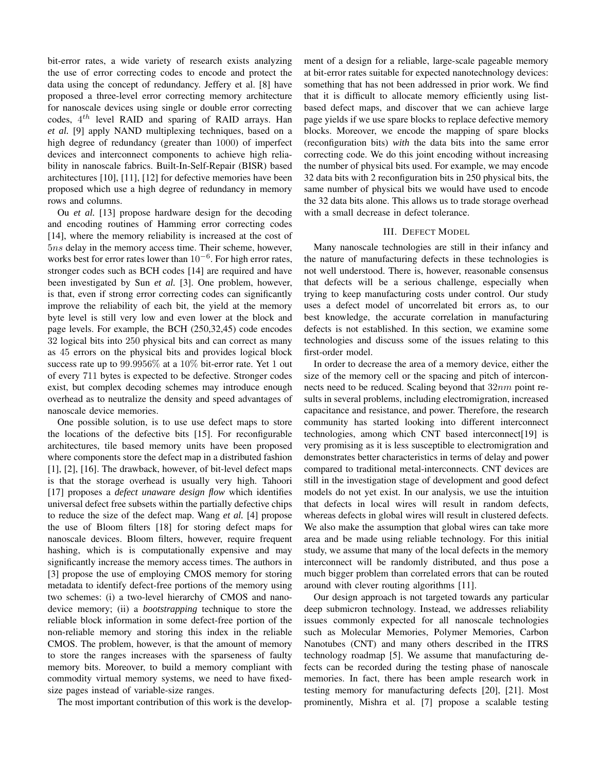bit-error rates, a wide variety of research exists analyzing the use of error correcting codes to encode and protect the data using the concept of redundancy. Jeffery et al. [8] have proposed a three-level error correcting memory architecture for nanoscale devices using single or double error correcting codes, $4^{th}$ level RAID and sparing of RAID arrays. Han *et al.* [9] apply NAND multiplexing techniques, based on a high degree of redundancy (greater than 1000) of imperfect devices and interconnect components to achieve high reliability in nanoscale fabrics. Built-In-Self-Repair (BISR) based architectures [10], [11], [12] for defective memories have been proposed which use a high degree of redundancy in memory rows and columns.

Ou *et al.* [13] propose hardware design for the decoding and encoding routines of Hamming error correcting codes [14], where the memory reliability is increased at the cost of $5ns$ delay in the memory access time. Their scheme, however, works best for error rates lower than $10^{-6}$. For high error rates, stronger codes such as BCH codes [14] are required and have been investigated by Sun *et al.* [3]. One problem, however, is that, even if strong error correcting codes can significantly improve the reliability of each bit, the yield at the memory byte level is still very low and even lower at the block and page levels. For example, the BCH (250,32,45) code encodes 32 logical bits into 250 physical bits and can correct as many as 45 errors on the physical bits and provides logical block success rate up to $99.9956\%$ at a $10\%$ bit-error rate. Yet 1 out of every 711 bytes is expected to be defective. Stronger codes exist, but complex decoding schemes may introduce enough overhead as to neutralize the density and speed advantages of nanoscale device memories.

One possible solution, is to use use defect maps to store the locations of the defective bits [15]. For reconfigurable architectures, tile based memory units have been proposed where components store the defect map in a distributed fashion [1], [2], [16]. The drawback, however, of bit-level defect maps is that the storage overhead is usually very high. Tahoori [17] proposes a *defect unaware design flow* which identifies universal defect free subsets within the partially defective chips to reduce the size of the defect map. Wang *et al.* [4] propose the use of Bloom filters [18] for storing defect maps for nanoscale devices. Bloom filters, however, require frequent hashing, which is is computationally expensive and may significantly increase the memory access times. The authors in [3] propose the use of employing CMOS memory for storing metadata to identify defect-free portions of the memory using two schemes: (i) a two-level hierarchy of CMOS and nanodevice memory; (ii) a *bootstrapping* technique to store the reliable block information in some defect-free portion of the non-reliable memory and storing this index in the reliable CMOS. The problem, however, is that the amount of memory to store the ranges increases with the sparseness of faulty memory bits. Moreover, to build a memory compliant with commodity virtual memory systems, we need to have fixed-size pages instead of variable-size ranges.

The most important contribution of this work is the development of a design for a reliable, large-scale pageable memory at bit-error rates suitable for expected nanotechnology devices: something that has not been addressed in prior work. We find that it is difficult to allocate memory efficiently using list-based defect maps, and discover that we can achieve large page yields if we use spare blocks to replace defective memory blocks. Moreover, we encode the mapping of spare blocks (reconfiguration bits) *with* the data bits into the same error correcting code. We do this joint encoding without increasing the number of physical bits used. For example, we may encode 32 data bits with 2 reconfiguration bits in 250 physical bits, the same number of physical bits we would have used to encode the 32 data bits alone. This allows us to trade storage overhead with a small decrease in defect tolerance.

## III. Defect Model

Many nanoscale technologies are still in their infancy and the nature of manufacturing defects in these technologies is not well understood. There is, however, reasonable consensus that defects will be a serious challenge, especially when trying to keep manufacturing costs under control. Our study uses a defect model of uncorrelated bit errors as, to our best knowledge, the accurate correlation in manufacturing defects is not established. In this section, we examine some technologies and discuss some of the issues relating to this first-order model.

In order to decrease the area of a memory device, either the size of the memory cell or the spacing and pitch of interconnects need to be reduced. Scaling beyond that $32nm$ point results in several problems, including electromigration, increased capacitance and resistance, and power. Therefore, the research community has started looking into different interconnect technologies, among which CNT based interconnect[19] is very promising as it is less susceptible to electromigration and demonstrates better characteristics in terms of delay and power compared to traditional metal-interconnects. CNT devices are still in the investigation stage of development and good defect models do not yet exist. In our analysis, we use the intuition that defects in local wires will result in random defects, whereas defects in global wires will result in clustered defects. We also make the assumption that global wires can take more area and be made using reliable technology. For this initial study, we assume that many of the local defects in the memory interconnect will be randomly distributed, and thus pose a much bigger problem than correlated errors that can be routed around with clever routing algorithms [11].

Our design approach is not targeted towards any particular deep submicron technology. Instead, we addresses reliability issues commonly expected for all nanoscale technologies such as Molecular Memories, Polymer Memories, Carbon Nanotubes (CNT) and many others described in the ITRS technology roadmap [5]. We assume that manufacturing defects can be recorded during the testing phase of nanoscale memories. In fact, there has been ample research work in testing memory for manufacturing defects [20], [21]. Most prominently, Mishra et al. [7] propose a scalable testing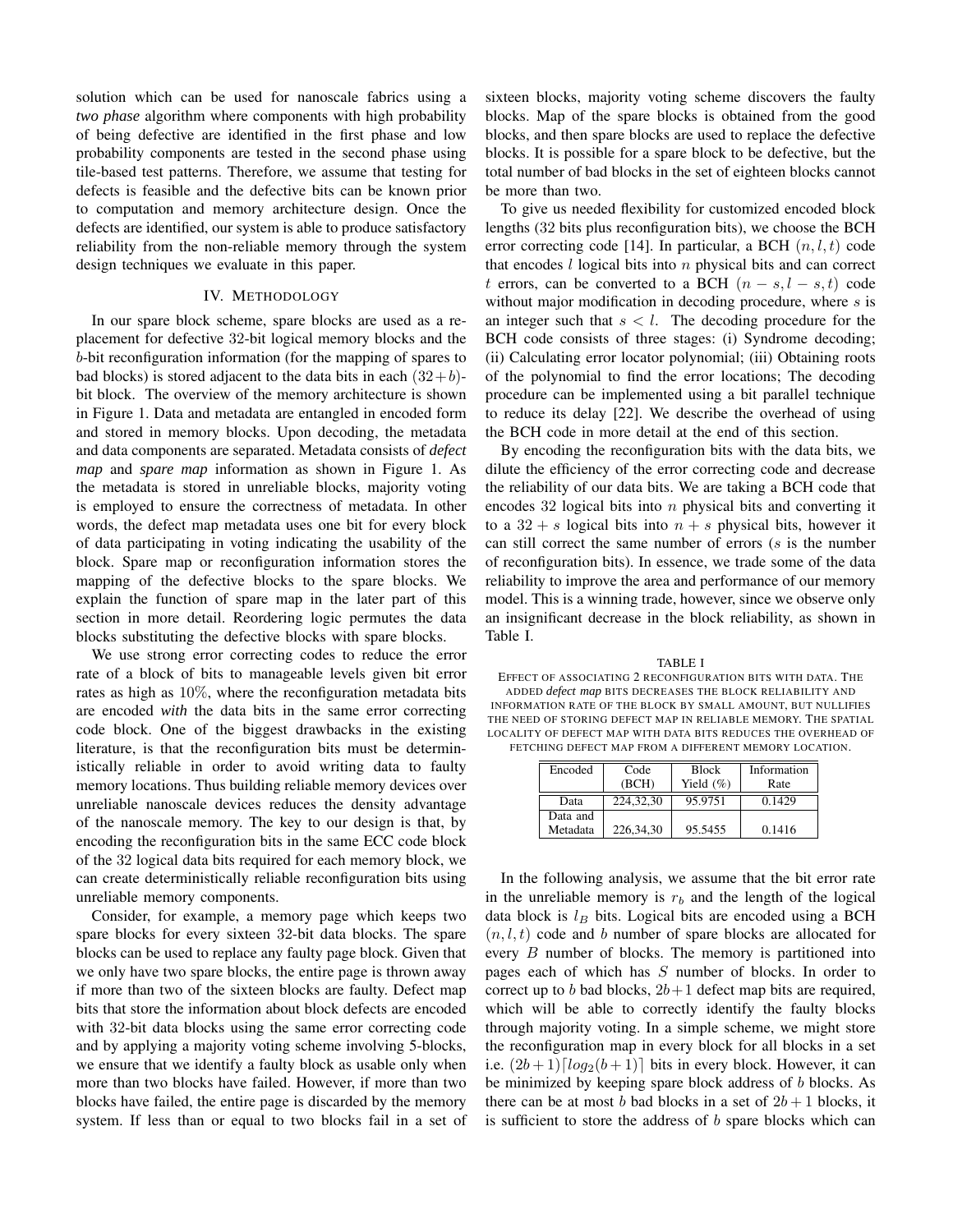solution which can be used for nanoscale fabrics using a *two phase* algorithm where components with high probability of being defective are identified in the first phase and low probability components are tested in the second phase using tile-based test patterns. Therefore, we assume that testing for defects is feasible and the defective bits can be known prior to computation and memory architecture design. Once the defects are identified, our system is able to produce satisfactory reliability from the non-reliable memory through the system design techniques we evaluate in this paper.

## IV. Methodology

In our spare block scheme, spare blocks are used as a replacement for defective 32-bit logical memory blocks and the $b$-bit reconfiguration information (for the mapping of spares to bad blocks) is stored adjacent to the data bits in each $(32+b)$-bit block. The overview of the memory architecture is shown in Figure 1. Data and metadata are entangled in encoded form and stored in memory blocks. Upon decoding, the metadata and data components are separated. Metadata consists of ***defect map*** and ***spare map*** information as shown in Figure 1. As the metadata is stored in unreliable blocks, majority voting is employed to ensure the correctness of metadata. In other words, the defect map metadata uses one bit for every block of data participating in voting indicating the usability of the block. Spare map or reconfiguration information stores the mapping of the defective blocks to the spare blocks. We explain the function of spare map in the later part of this section in more detail. Reordering logic permutes the data blocks substituting the defective blocks with spare blocks.

We use strong error correcting codes to reduce the error rate of a block of bits to manageable levels given bit error rates as high as $10\%$, where the reconfiguration metadata bits are encoded *with* the data bits in the same error correcting code block. One of the biggest drawbacks in the existing literature, is that the reconfiguration bits must be deterministically reliable in order to avoid writing data to faulty memory locations. Thus building reliable memory devices over unreliable nanoscale devices reduces the density advantage of the nanoscale memory. The key to our design is that, by encoding the reconfiguration bits in the same ECC code block of the 32 logical data bits required for each memory block, we can create deterministically reliable reconfiguration bits using unreliable memory components.

Consider, for example, a memory page which keeps two spare blocks for every sixteen 32-bit data blocks. The spare blocks can be used to replace any faulty page block. Given that we only have two spare blocks, the entire page is thrown away if more than two of the sixteen blocks are faulty. Defect map bits that store the information about block defects are encoded with 32-bit data blocks using the same error correcting code and by applying a majority voting scheme involving 5-blocks, we ensure that we identify a faulty block as usable only when more than two blocks have failed. However, if more than two blocks have failed, the entire page is discarded by the memory system. If less than or equal to two blocks fail in a set of sixteen blocks, majority voting scheme discovers the faulty blocks. Map of the spare blocks is obtained from the good blocks, and then spare blocks are used to replace the defective blocks. It is possible for a spare block to be defective, but the total number of bad blocks in the set of eighteen blocks cannot be more than two.

To give us needed flexibility for customized encoded block lengths (32 bits plus reconfiguration bits), we choose the BCH error correcting code [14]. In particular, a BCH $(n, l, t)$ code that encodes $l$ logical bits into $n$ physical bits and can correct $t$ errors, can be converted to a BCH $(n-s, l-s, t)$ code without major modification in decoding procedure, where $s$ is an integer such that $s < l$. The decoding procedure for the BCH code consists of three stages: (i) Syndrome decoding; (ii) Calculating error locator polynomial; (iii) Obtaining roots of the polynomial to find the error locations; The decoding procedure can be implemented using a bit parallel technique to reduce its delay [22]. We describe the overhead of using the BCH code in more detail at the end of this section.

By encoding the reconfiguration bits with the data bits, we dilute the efficiency of the error correcting code and decrease the reliability of our data bits. We are taking a BCH code that encodes 32 logical bits into $n$ physical bits and converting it to a $32+s$ logical bits into $n+s$ physical bits, however it can still correct the same number of errors ($s$ is the number of reconfiguration bits). In essence, we trade some of the data reliability to improve the area and performance of our memory model. This is a winning trade, however, since we observe only an insignificant decrease in the block reliability, as shown in Table I.

TABLE I
EFFECT OF ASSOCIATING 2 RECONFIGURATION BITS WITH DATA. THE ADDED *defect map* BITS DECREASES THE BLOCK RELIABILITY AND INFORMATION RATE OF THE BLOCK BY SMALL AMOUNT, BUT NULLIFIES THE NEED OF STORING DEFECT MAP IN RELIABLE MEMORY. THE SPATIAL LOCALITY OF DEFECT MAP WITH DATA BITS REDUCES THE OVERHEAD OF FETCHING DEFECT MAP FROM A DIFFERENT MEMORY LOCATION.

| Encoded | Code (BCH) | Block Yield (%) | Information Rate |
|---|---|---|---|
| Data | 224,32,30 | 95.9751 | 0.1429 |
| Data and Metadata | 226,34,30 | 95.5455 | 0.1416 |

In the following analysis, we assume that the bit error rate in the unreliable memory is $r_b$ and the length of the logical data block is $l_B$ bits. Logical bits are encoded using a BCH $(n, l, t)$ code and $b$ number of spare blocks are allocated for every $B$ number of blocks. The memory is partitioned into pages each of which has $S$ number of blocks. In order to correct up to $b$ bad blocks, $2b+1$ defect map bits are required, which will be able to correctly identify the faulty blocks through majority voting. In a simple scheme, we might store the reconfiguration map in every block for all blocks in a set i.e. $(2b+1)\lceil log_2(b+1) \rceil$ bits in every block. However, it can be minimized by keeping spare block address of $b$ blocks. As there can be at most $b$ bad blocks in a set of $2b+1$ blocks, it is sufficient to store the address of $b$ spare blocks which can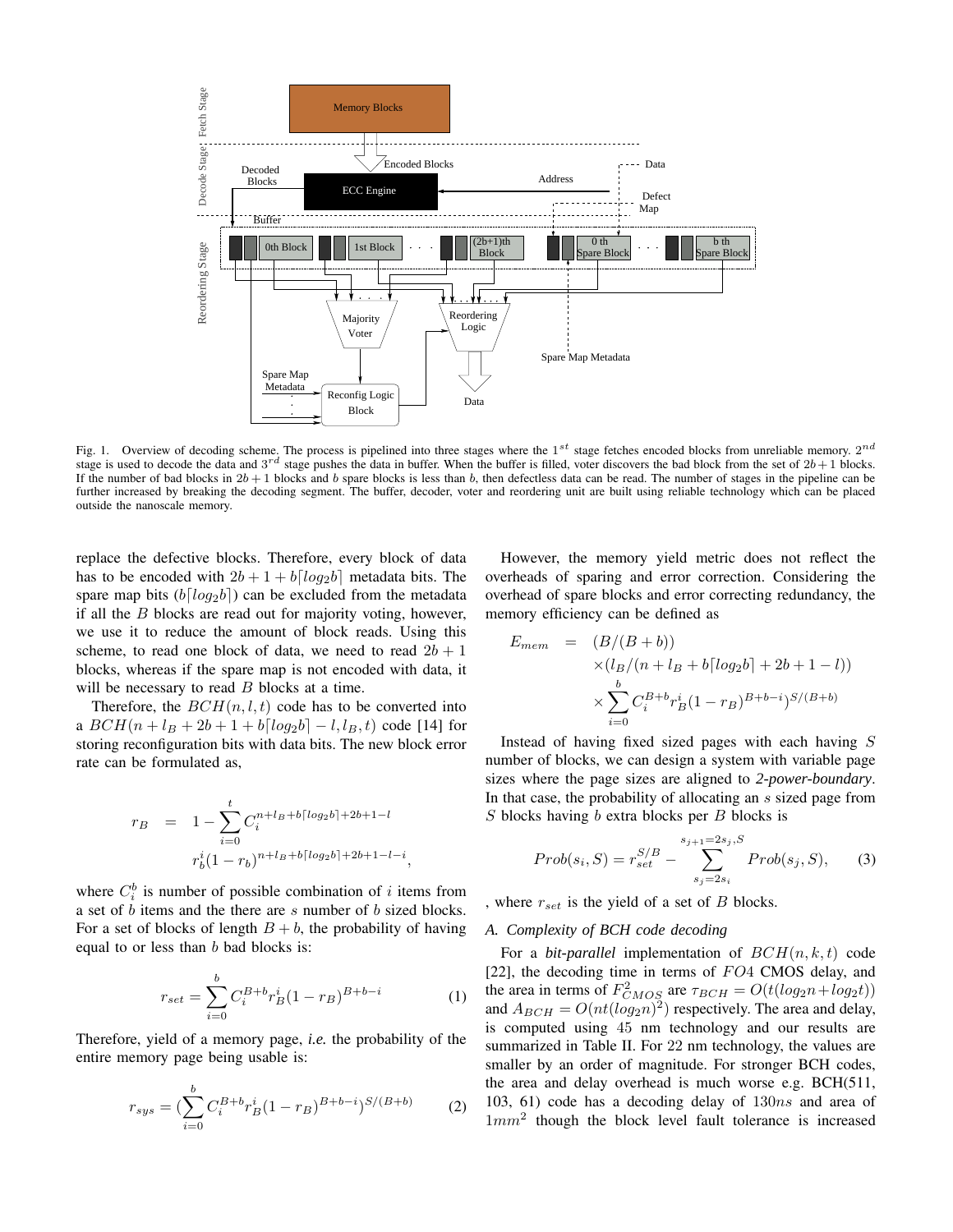Fig. 1. Overview of decoding scheme. The process is pipelined into three stages where the $1^{st}$ stage fetches encoded blocks from unreliable memory. $2^{nd}$ stage is used to decode the data and $3^{rd}$ stage pushes the data in buffer. When the buffer is filled, voter discovers the bad block from the set of $2b+1$ blocks. If the number of bad blocks in $2b+1$ blocks and $b$ spare blocks is less than $b$, then defectless data can be read. The number of stages in the pipeline can be further increased by breaking the decoding segment. The buffer, decoder, voter and reordering unit are built using reliable technology which can be placed outside the nanoscale memory.

replace the defective blocks. Therefore, every block of data has to be encoded with $2b+1+b\lceil log_2 b\rceil$ metadata bits. The spare map bits ($b\lceil log_2 b\rceil$) can be excluded from the metadata if all the $B$ blocks are read out for majority voting, however, we use it to reduce the amount of block reads. Using this scheme, to read one block of data, we need to read $2b+1$ blocks, whereas if the spare map is not encoded with data, it will be necessary to read $B$ blocks at a time.

Therefore, the $BCH(n, l, t)$ code has to be converted into a $BCH(n+l_B+2b+1+b\lceil log_2 b\rceil - l, l_B, t)$ code [14] for storing reconfiguration bits with data bits. The new block error rate can be formulated as,

$$
\begin{aligned}
r_B &= 1 - \sum_{i=0}^{t} C_i^{n+l_B+b\lceil log_2 b\rceil+2b+1-l} \\
&\quad r_b^i (1-r_b)^{n+l_B+b\lceil log_2 b\rceil+2b+1-l-i},
\end{aligned}
$$

where $C_i^b$ is number of possible combination of $i$ items from a set of $b$ items and the there are $s$ number of $b$ sized blocks. For a set of blocks of length $B+b$, the probability of having equal to or less than $b$ bad blocks is:

$$
r_{set} = \sum_{i=0}^{b} C_i^{B+b} r_B^i (1-r_B)^{B+b-i} \tag{1}
$$

Therefore, yield of a memory page, *i.e.* the probability of the entire memory page being usable is:

$$
r_{sys} = (\sum_{i=0}^{b} C_i^{B+b} r_B^i (1-r_B)^{B+b-i})^{S/(B+b)} \tag{2}
$$

However, the memory yield metric does not reflect the overheads of sparing and error correction. Considering the overhead of spare blocks and error correcting redundancy, the memory efficiency can be defined as

$$
\begin{aligned}
E_{mem} &= (B/(B+b)) \\
&\quad \times (l_B/(n+l_B+b\lceil log_2 b\rceil + 2b+1-l)) \\
&\quad \times \sum_{i=0}^{b} C_i^{B+b} r_B^i (1-r_B)^{B+b-i})^{S/(B+b)}
\end{aligned}
$$

Instead of having fixed sized pages with each having $S$ number of blocks, we can design a system with variable page sizes where the page sizes are aligned to ***2-power-boundary***. In that case, the probability of allocating an $s$ sized page from $S$ blocks having $b$ extra blocks per $B$ blocks is

$$
Prob(s_i, S) = r_{set}^{S/B} - \sum_{s_j=2s_i}^{s_{j+1}=2s_j, S} Prob(s_j, S), \tag{3}
$$

, where $r_{set}$ is the yield of a set of $B$ blocks.

### *A. Complexity of BCH code decoding*

For a *bit-parallel* implementation of $BCH(n, k, t)$ code [22], the decoding time in terms of $FO4$ CMOS delay, and the area in terms of $F_{CMOS}^2$ are $\tau_{BCH} = O(t(log_2 n + log_2 t))$ and $A_{BCH} = O(nt(log_2 n)^2)$ respectively. The area and delay, is computed using 45 nm technology and our results are summarized in Table II. For 22 nm technology, the values are smaller by an order of magnitude. For stronger BCH codes, the area and delay overhead is much worse e.g. BCH(511, 103, 61) code has a decoding delay of $130ns$ and area of $1mm^2$ though the block level fault tolerance is increased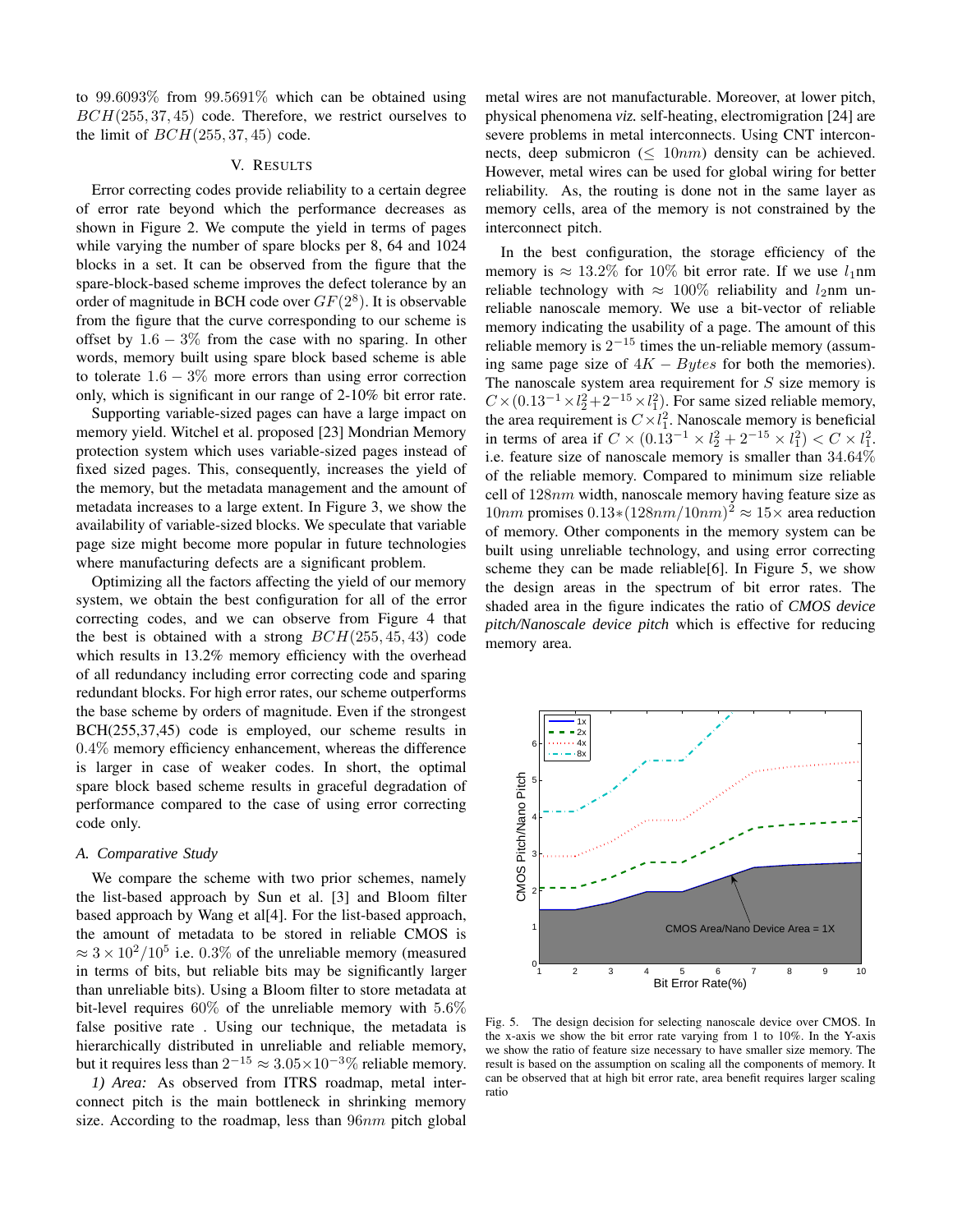to 99.6093% from 99.5691% which can be obtained using $BCH(255, 37, 45)$ code. Therefore, we restrict ourselves to the limit of $BCH(255, 37, 45)$ code.

## V. Results

Error correcting codes provide reliability to a certain degree of error rate beyond which the performance decreases as shown in Figure 2. We compute the yield in terms of pages while varying the number of spare blocks per 8, 64 and 1024 blocks in a set. It can be observed from the figure that the spare-block-based scheme improves the defect tolerance by an order of magnitude in BCH code over $GF(2^8)$. It is observable from the figure that the curve corresponding to our scheme is offset by $1.6 - 3\%$ from the case with no sparing. In other words, memory built using spare block based scheme is able to tolerate $1.6 - 3\%$ more errors than using error correction only, which is significant in our range of 2-10% bit error rate.

Supporting variable-sized pages can have a large impact on memory yield. Witchel et al. proposed [23] Mondrian Memory protection system which uses variable-sized pages instead of fixed sized pages. This, consequently, increases the yield of the memory, but the metadata management and the amount of metadata increases to a large extent. In Figure 3, we show the availability of variable-sized blocks. We speculate that variable page size might become more popular in future technologies where manufacturing defects are a significant problem.

Optimizing all the factors affecting the yield of our memory system, we obtain the best configuration for all of the error correcting codes, and we can observe from Figure 4 that the best is obtained with a strong $BCH(255, 45, 43)$ code which results in 13.2% memory efficiency with the overhead of all redundancy including error correcting code and sparing redundant blocks. For high error rates, our scheme outperforms the base scheme by orders of magnitude. Even if the strongest BCH(255,37,45) code is employed, our scheme results in $0.4\%$ memory efficiency enhancement, whereas the difference is larger in case of weaker codes. In short, the optimal spare block based scheme results in graceful degradation of performance compared to the case of using error correcting code only.

### A. Comparative Study

We compare the scheme with two prior schemes, namely the list-based approach by Sun et al. [3] and Bloom filter based approach by Wang et al[4]. For the list-based approach, the amount of metadata to be stored in reliable CMOS is $\approx 3 \times 10^2/10^5$ i.e. $0.3\%$ of the unreliable memory (measured in terms of bits, but reliable bits may be significantly larger than unreliable bits). Using a Bloom filter to store metadata at bit-level requires $60\%$ of the unreliable memory with $5.6\%$ false positive rate . Using our technique, the metadata is hierarchically distributed in unreliable and reliable memory, but it requires less than $2^{-15} \approx 3.05 \times 10^{-3}\%$ reliable memory.

*1) Area:* As observed from ITRS roadmap, metal interconnect pitch is the main bottleneck in shrinking memory size. According to the roadmap, less than $96nm$ pitch global metal wires are not manufacturable. Moreover, at lower pitch, physical phenomena *viz.* self-heating, electromigration [24] are severe problems in metal interconnects. Using CNT interconnects, deep submicron ($\leq 10nm$) density can be achieved. However, metal wires can be used for global wiring for better reliability. As, the routing is done not in the same layer as memory cells, area of the memory is not constrained by the interconnect pitch.

In the best configuration, the storage efficiency of the memory is $\approx 13.2\%$ for 10% bit error rate. If we use $l_1$nm reliable technology with $\approx 100\%$ reliability and $l_2$nm unreliable nanoscale memory. We use a bit-vector of reliable memory indicating the usability of a page. The amount of this reliable memory is $2^{-15}$ times the un-reliable memory (assuming same page size of $4K - Bytes$ for both the memories). The nanoscale system area requirement for $S$ size memory is $C \times (0.13^{-1} \times l_2^2 + 2^{-15} \times l_1^2)$. For same sized reliable memory, the area requirement is $C \times l_1^2$. Nanoscale memory is beneficial in terms of area if $C \times (0.13^{-1} \times l_2^2 + 2^{-15} \times l_1^2) < C \times l_1^2$. i.e. feature size of nanoscale memory is smaller than $34.64\%$ of the reliable memory. Compared to minimum size reliable cell of $128nm$ width, nanoscale memory having feature size as $10nm$ promises $0.13 * (128nm/10nm)^2 \approx 15\times$ area reduction of memory. Other components in the memory system can be built using unreliable technology, and using error correcting scheme they can be made reliable[6]. In Figure 5, we show the design areas in the spectrum of bit error rates. The shaded area in the figure indicates the ratio of *CMOS device pitch/Nanoscale device pitch* which is effective for reducing memory area.

Fig. 5. The design decision for selecting nanoscale device over CMOS. In the x-axis we show the bit error rate varying from 1 to 10%. In the Y-axis we show the ratio of feature size necessary to have smaller size memory. The result is based on the assumption on scaling all the components of memory. It can be observed that at high bit error rate, area benefit requires larger scaling ratio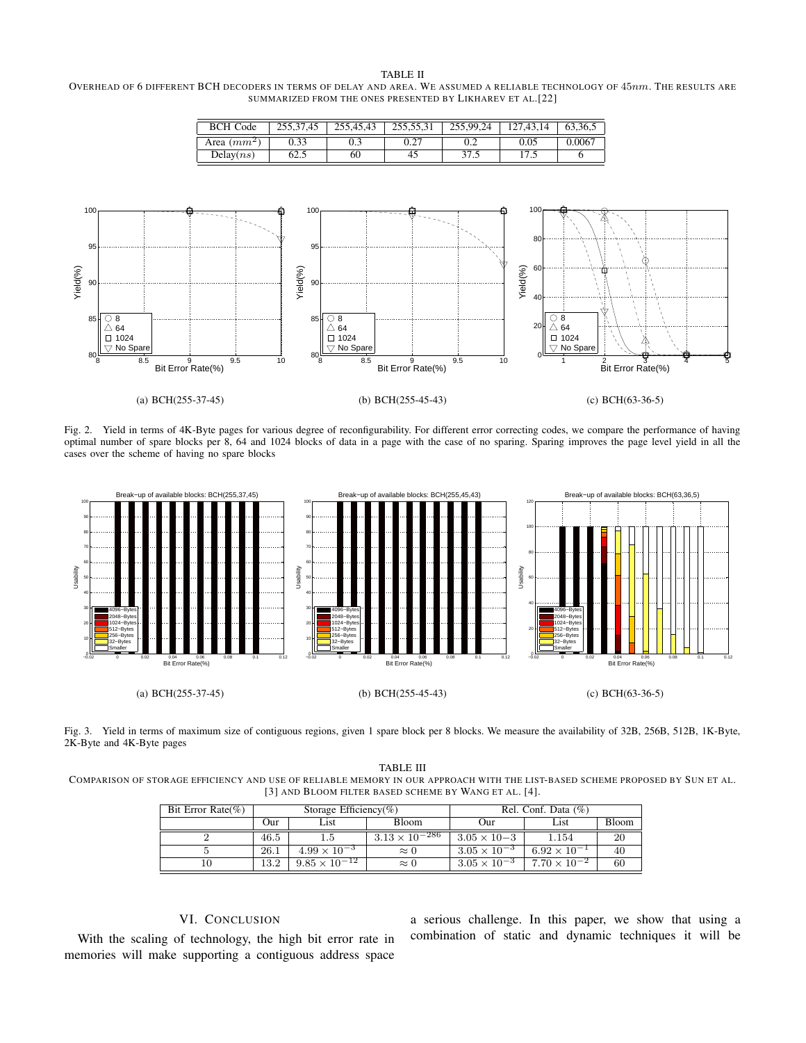TABLE II
OVERHEAD OF 6 DIFFERENT BCH DECODERS IN TERMS OF DELAY AND AREA. WE ASSUMED A RELIABLE TECHNOLOGY OF $45nm$. THE RESULTS ARE SUMMARIZED FROM THE ONES PRESENTED BY LIKHAREV ET AL.[22]

| BCH Code | 255,37,45 | 255,45,43 | 255,55,31 | 255,99,24 | 127,43,14 | 63,36,5 |
|---|---|---|---|---|---|---|
| Area ($mm^2$) | 0.33 | 0.3 | 0.27 | 0.2 | 0.05 | 0.0067 |
| Delay($ns$) | 62.5 | 60 | 45 | 37.5 | 17.5 | 6 |

(a) BCH(255-37-45) (b) BCH(255-45-43) (c) BCH(63-36-5)

Fig. 2. Yield in terms of 4K-Byte pages for various degree of reconfigurability. For different error correcting codes, we compare the performance of having optimal number of spare blocks per 8, 64 and 1024 blocks of data in a page with the case of no sparing. Sparing improves the page level yield in all the cases over the scheme of having no spare blocks

(a) BCH(255-37-45) (b) BCH(255-45-43) (c) BCH(63-36-5)

Fig. 3. Yield in terms of maximum size of contiguous regions, given 1 spare block per 8 blocks. We measure the availability of 32B, 256B, 512B, 1K-Byte, 2K-Byte and 4K-Byte pages

TABLE III
COMPARISON OF STORAGE EFFICIENCY AND USE OF RELIABLE MEMORY IN OUR APPROACH WITH THE LIST-BASED SCHEME PROPOSED BY SUN ET AL. [3] AND BLOOM FILTER BASED SCHEME BY WANG ET AL. [4].

| Bit Error Rate(%) | Storage Efficiency(%) | | | Rel. Conf. Data (%) | | |
|---|---|---|---|---|---|---|
| | Our | List | Bloom | Our | List | Bloom |
| 2 | 46.5 | 1.5 | $3.13 \times 10^{-286}$ | $3.05 \times 10{-}3$ | 1.154 | 20 |
| 5 | 26.1 | $4.99 \times 10^{-3}$ | $\approx 0$ | $3.05 \times 10^{-3}$ | $6.92 \times 10^{-1}$ | 40 |
| 10 | 13.2 | $9.85 \times 10^{-12}$ | $\approx 0$ | $3.05 \times 10^{-3}$ | $7.70 \times 10^{-2}$ | 60 |

## VI. CONCLUSION

With the scaling of technology, the high bit error rate in memories will make supporting a contiguous address space a serious challenge. In this paper, we show that using a combination of static and dynamic techniques it will be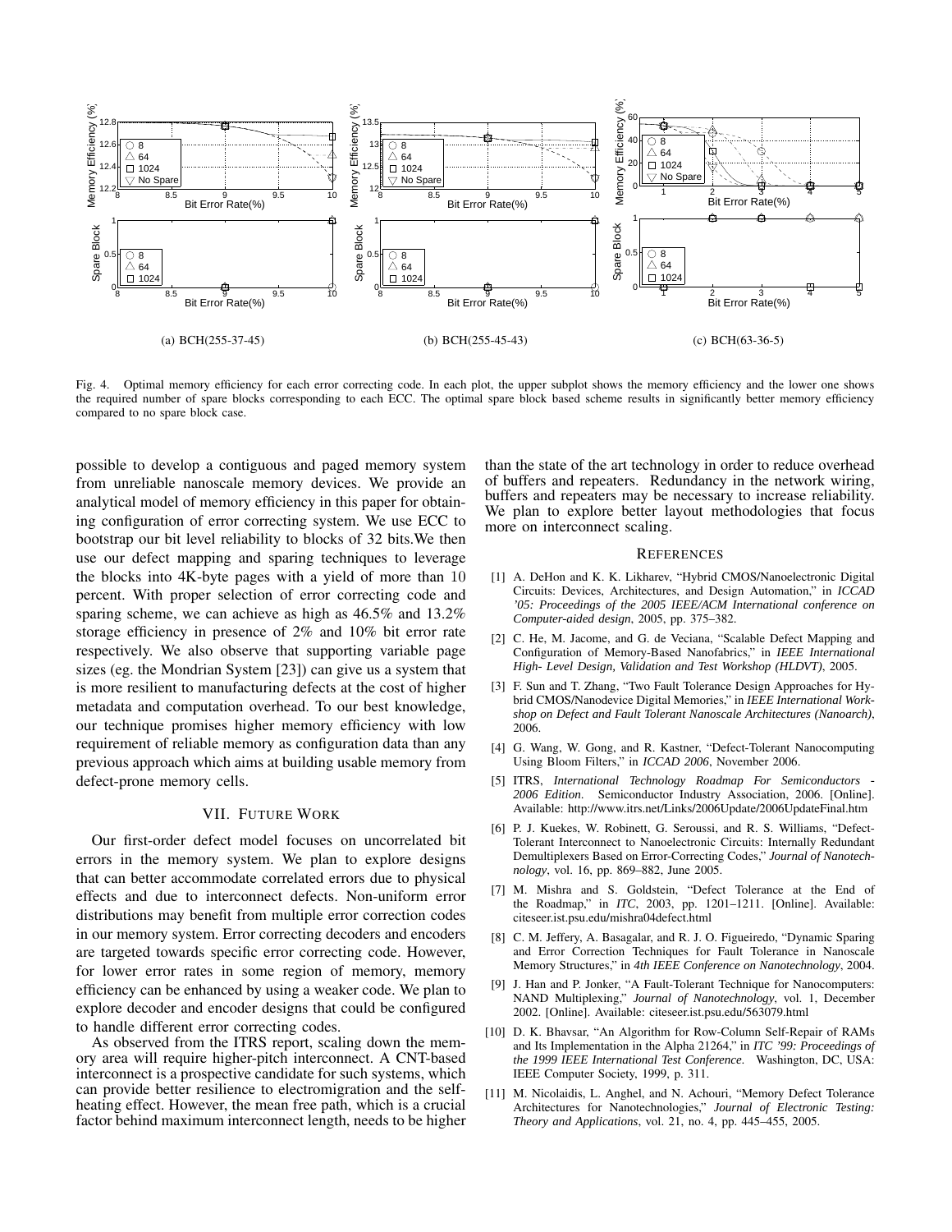(a) BCH(255-37-45)

(b) BCH(255-45-43)

(c) BCH(63-36-5)

Fig. 4. Optimal memory efficiency for each error correcting code. In each plot, the upper subplot shows the memory efficiency and the lower one shows the required number of spare blocks corresponding to each ECC. The optimal spare block based scheme results in significantly better memory efficiency compared to no spare block case.

possible to develop a contiguous and paged memory system from unreliable nanoscale memory devices. We provide an analytical model of memory efficiency in this paper for obtaining configuration of error correcting system. We use ECC to bootstrap our bit level reliability to blocks of 32 bits.We then use our defect mapping and sparing techniques to leverage the blocks into 4K-byte pages with a yield of more than 10 percent. With proper selection of error correcting code and sparing scheme, we can achieve as high as 46.5% and 13.2% storage efficiency in presence of 2% and 10% bit error rate respectively. We also observe that supporting variable page sizes (eg. the Mondrian System [23]) can give us a system that is more resilient to manufacturing defects at the cost of higher metadata and computation overhead. To our best knowledge, our technique promises higher memory efficiency with low requirement of reliable memory as configuration data than any previous approach which aims at building usable memory from defect-prone memory cells.

## VII. Future Work

Our first-order defect model focuses on uncorrelated bit errors in the memory system. We plan to explore designs that can better accommodate correlated errors due to physical effects and due to interconnect defects. Non-uniform error distributions may benefit from multiple error correction codes in our memory system. Error correcting decoders and encoders are targeted towards specific error correcting code. However, for lower error rates in some region of memory, memory efficiency can be enhanced by using a weaker code. We plan to explore decoder and encoder designs that could be configured to handle different error correcting codes.

As observed from the ITRS report, scaling down the memory area will require higher-pitch interconnect. A CNT-based interconnect is a prospective candidate for such systems, which can provide better resilience to electromigration and the self-heating effect. However, the mean free path, which is a crucial factor behind maximum interconnect length, needs to be higher than the state of the art technology in order to reduce overhead of buffers and repeaters. Redundancy in the network wiring, buffers and repeaters may be necessary to increase reliability. We plan to explore better layout methodologies that focus more on interconnect scaling.

## References

[1] A. DeHon and K. K. Likharev, "Hybrid CMOS/Nanoelectronic Digital Circuits: Devices, Architectures, and Design Automation," in *ICCAD '05: Proceedings of the 2005 IEEE/ACM International conference on Computer-aided design*, 2005, pp. 375–382.

[2] C. He, M. Jacome, and G. de Veciana, "Scalable Defect Mapping and Configuration of Memory-Based Nanofabrics," in *IEEE International High- Level Design, Validation and Test Workshop (HLDVT)*, 2005.

[3] F. Sun and T. Zhang, "Two Fault Tolerance Design Approaches for Hybrid CMOS/Nanodevice Digital Memories," in *IEEE International Workshop on Defect and Fault Tolerant Nanoscale Architectures (Nanoarch)*, 2006.

[4] G. Wang, W. Gong, and R. Kastner, "Defect-Tolerant Nanocomputing Using Bloom Filters," in *ICCAD 2006*, November 2006.

[5] ITRS, *International Technology Roadmap For Semiconductors - 2006 Edition*. Semiconductor Industry Association, 2006. [Online]. Available: http://www.itrs.net/Links/2006Update/2006UpdateFinal.htm

[6] P. J. Kuekes, W. Robinett, G. Seroussi, and R. S. Williams, "Defect-Tolerant Interconnect to Nanoelectronic Circuits: Internally Redundant Demultiplexers Based on Error-Correcting Codes," *Journal of Nanotechnology*, vol. 16, pp. 869–882, June 2005.

[7] M. Mishra and S. Goldstein, "Defect Tolerance at the End of the Roadmap," in *ITC*, 2003, pp. 1201–1211. [Online]. Available: citeseer.ist.psu.edu/mishra04defect.html

[8] C. M. Jeffery, A. Basagalar, and R. J. O. Figueiredo, "Dynamic Sparing and Error Correction Techniques for Fault Tolerance in Nanoscale Memory Structures," in *4th IEEE Conference on Nanotechnology*, 2004.

[9] J. Han and P. Jonker, "A Fault-Tolerant Technique for Nanocomputers: NAND Multiplexing," *Journal of Nanotechnology*, vol. 1, December 2002. [Online]. Available: citeseer.ist.psu.edu/563079.html

[10] D. K. Bhavsar, "An Algorithm for Row-Column Self-Repair of RAMs and Its Implementation in the Alpha 21264," in *ITC '99: Proceedings of the 1999 IEEE International Test Conference*. Washington, DC, USA: IEEE Computer Society, 1999, p. 311.

[11] M. Nicolaidis, L. Anghel, and N. Achouri, "Memory Defect Tolerance Architectures for Nanotechnologies," *Journal of Electronic Testing: Theory and Applications*, vol. 21, no. 4, pp. 445–455, 2005.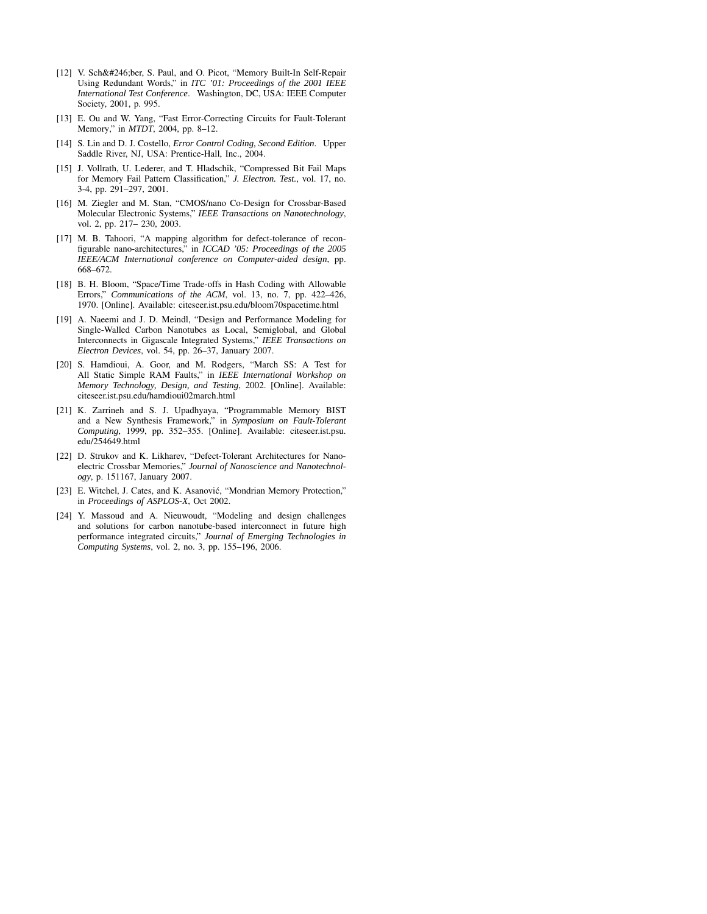[12] V. Sch&#246;ber, S. Paul, and O. Picot, "Memory Built-In Self-Repair Using Redundant Words," in *ITC '01: Proceedings of the 2001 IEEE International Test Conference*. Washington, DC, USA: IEEE Computer Society, 2001, p. 995.

[13] E. Ou and W. Yang, "Fast Error-Correcting Circuits for Fault-Tolerant Memory," in *MTDT*, 2004, pp. 8–12.

[14] S. Lin and D. J. Costello, *Error Control Coding, Second Edition*. Upper Saddle River, NJ, USA: Prentice-Hall, Inc., 2004.

[15] J. Vollrath, U. Lederer, and T. Hladschik, "Compressed Bit Fail Maps for Memory Fail Pattern Classification," *J. Electron. Test.*, vol. 17, no. 3-4, pp. 291–297, 2001.

[16] M. Ziegler and M. Stan, "CMOS/nano Co-Design for Crossbar-Based Molecular Electronic Systems," *IEEE Transactions on Nanotechnology*, vol. 2, pp. 217– 230, 2003.

[17] M. B. Tahoori, "A mapping algorithm for defect-tolerance of reconfigurable nano-architectures," in *ICCAD '05: Proceedings of the 2005 IEEE/ACM International conference on Computer-aided design*, pp. 668–672.

[18] B. H. Bloom, "Space/Time Trade-offs in Hash Coding with Allowable Errors," *Communications of the ACM*, vol. 13, no. 7, pp. 422–426, 1970. [Online]. Available: citeseer.ist.psu.edu/bloom70spacetime.html

[19] A. Naeemi and J. D. Meindl, "Design and Performance Modeling for Single-Walled Carbon Nanotubes as Local, Semiglobal, and Global Interconnects in Gigascale Integrated Systems," *IEEE Transactions on Electron Devices*, vol. 54, pp. 26–37, January 2007.

[20] S. Hamdioui, A. Goor, and M. Rodgers, "March SS: A Test for All Static Simple RAM Faults," in *IEEE International Workshop on Memory Technology, Design, and Testing*, 2002. [Online]. Available: citeseer.ist.psu.edu/hamdioui02march.html

[21] K. Zarrineh and S. J. Upadhyaya, "Programmable Memory BIST and a New Synthesis Framework," in *Symposium on Fault-Tolerant Computing*, 1999, pp. 352–355. [Online]. Available: citeseer.ist.psu.edu/254649.html

[22] D. Strukov and K. Likharev, "Defect-Tolerant Architectures for Nanoelectric Crossbar Memories," *Journal of Nanoscience and Nanotechnology*, p. 151167, January 2007.

[23] E. Witchel, J. Cates, and K. Asanović, "Mondrian Memory Protection," in *Proceedings of ASPLOS-X*, Oct 2002.

[24] Y. Massoud and A. Nieuwoudt, "Modeling and design challenges and solutions for carbon nanotube-based interconnect in future high performance integrated circuits," *Journal of Emerging Technologies in Computing Systems*, vol. 2, no. 3, pp. 155–196, 2006.